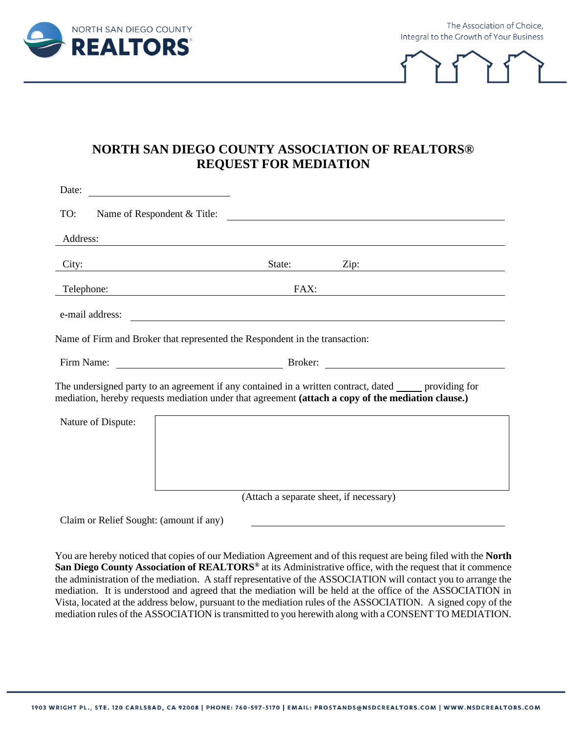NORTH SAN DIEGO COUNTY REALTORS®

The Association of Choice, Integral to the Growth of Your Business

# NORTH SAN DIEGO COUNTY ASSOCIATION OF REALTORS® REQUEST FOR MEDIATION

Date: ______________________

TO: Name of Respondent & Title: ______________________________________

Address: ______________________________________________________

City: ______________________ State: __________ Zip: ______________

Telephone: ______________________ FAX: ______________________

e-mail address: ______________________________________________

Name of Firm and Broker that represented the Respondent in the transaction:

Firm Name: ______________________ Broker: ______________________

The undersigned party to an agreement if any contained in a written contract, dated _____ providing for mediation, hereby requests mediation under that agreement **(attach a copy of the mediation clause.)**

Nature of Dispute:

(Attach a separate sheet, if necessary)

Claim or Relief Sought: (amount if any) ______________________________

You are hereby noticed that copies of our Mediation Agreement and of this request are being filed with the **North San Diego County Association of REALTORS®** at its Administrative office, with the request that it commence the administration of the mediation. A staff representative of the ASSOCIATION will contact you to arrange the mediation. It is understood and agreed that the mediation will be held at the office of the ASSOCIATION in Vista, located at the address below, pursuant to the mediation rules of the ASSOCIATION. A signed copy of the mediation rules of the ASSOCIATION is transmitted to you herewith along with a CONSENT TO MEDIATION.

1903 WRIGHT PL., STE. 120 CARLSBAD, CA 92008 | PHONE: 760-597-5170 | EMAIL: PROSTANDS@NSDCREALTORS.COM | WWW.NSDCREALTORS.COM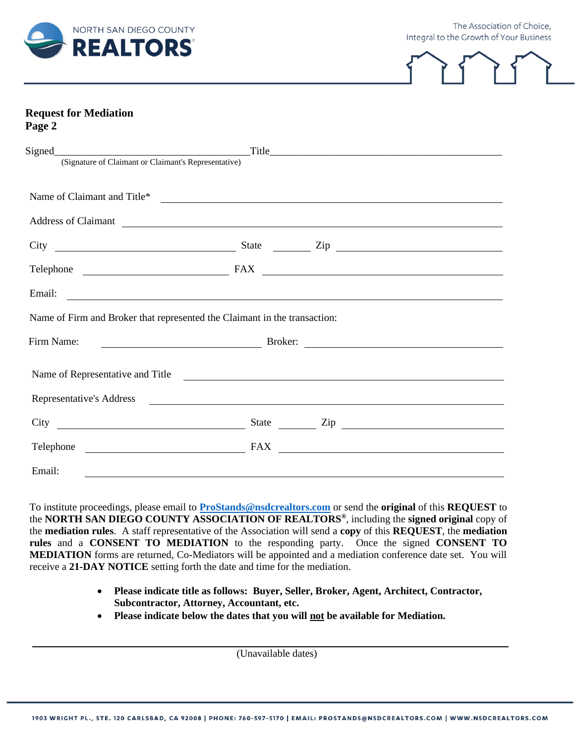**Request for Mediation**
**Page 2**

Signed\_\_\_\_\_\_\_\_\_\_\_\_\_\_\_\_\_\_\_\_\_\_\_\_\_\_\_\_\_\_\_\_\_\_\_\_\_\_Title\_\_\_\_\_\_\_\_\_\_\_\_\_\_\_\_\_\_\_\_\_\_\_\_\_\_\_\_\_\_\_\_\_\_\_\_\_\_\_\_\_\_\_\_\_\_
(Signature of Claimant or Claimant's Representative)

Name of Claimant and Title* \_\_\_\_\_\_\_\_\_\_\_\_\_\_\_\_\_\_\_\_\_\_\_\_\_\_\_\_\_\_\_\_\_\_\_\_\_\_\_\_\_\_\_\_\_\_\_\_\_\_\_\_\_\_\_\_

Address of Claimant \_\_\_\_\_\_\_\_\_\_\_\_\_\_\_\_\_\_\_\_\_\_\_\_\_\_\_\_\_\_\_\_\_\_\_\_\_\_\_\_\_\_\_\_\_\_\_\_\_\_\_\_\_\_\_\_\_\_\_\_\_\_\_\_

City \_\_\_\_\_\_\_\_\_\_\_\_\_\_\_\_\_\_\_\_\_\_\_\_\_\_\_\_\_\_ State \_\_\_\_\_\_ Zip \_\_\_\_\_\_\_\_\_\_\_\_\_\_\_\_\_\_\_\_\_\_\_\_\_\_\_\_

Telephone \_\_\_\_\_\_\_\_\_\_\_\_\_\_\_\_\_\_\_\_\_\_\_\_\_ FAX \_\_\_\_\_\_\_\_\_\_\_\_\_\_\_\_\_\_\_\_\_\_\_\_\_\_\_\_\_\_\_\_\_\_\_\_\_\_\_\_

Email: \_\_\_\_\_\_\_\_\_\_\_\_\_\_\_\_\_\_\_\_\_\_\_\_\_\_\_\_\_\_\_\_\_\_\_\_\_\_\_\_\_\_\_\_\_\_\_\_\_\_\_\_\_\_\_\_\_\_\_\_\_\_\_\_\_\_\_\_\_\_\_\_\_\_\_

Name of Firm and Broker that represented the Claimant in the transaction:

Firm Name: \_\_\_\_\_\_\_\_\_\_\_\_\_\_\_\_\_\_\_\_\_\_\_\_\_\_\_\_ Broker: \_\_\_\_\_\_\_\_\_\_\_\_\_\_\_\_\_\_\_\_\_\_\_\_\_\_\_\_\_\_\_\_\_\_\_

Name of Representative and Title \_\_\_\_\_\_\_\_\_\_\_\_\_\_\_\_\_\_\_\_\_\_\_\_\_\_\_\_\_\_\_\_\_\_\_\_\_\_\_\_\_\_\_\_\_\_\_\_\_\_\_\_\_\_\_

Representative's Address \_\_\_\_\_\_\_\_\_\_\_\_\_\_\_\_\_\_\_\_\_\_\_\_\_\_\_\_\_\_\_\_\_\_\_\_\_\_\_\_\_\_\_\_\_\_\_\_\_\_\_\_\_\_\_\_\_\_\_\_\_

City \_\_\_\_\_\_\_\_\_\_\_\_\_\_\_\_\_\_\_\_\_\_\_\_\_\_\_\_\_\_\_\_ State \_\_\_\_\_\_ Zip \_\_\_\_\_\_\_\_\_\_\_\_\_\_\_\_\_\_\_\_\_\_\_\_\_\_\_\_

Telephone \_\_\_\_\_\_\_\_\_\_\_\_\_\_\_\_\_\_\_\_\_\_\_\_\_\_\_\_ FAX \_\_\_\_\_\_\_\_\_\_\_\_\_\_\_\_\_\_\_\_\_\_\_\_\_\_\_\_\_\_\_\_\_\_\_\_\_\_

Email: \_\_\_\_\_\_\_\_\_\_\_\_\_\_\_\_\_\_\_\_\_\_\_\_\_\_\_\_\_\_\_\_\_\_\_\_\_\_\_\_\_\_\_\_\_\_\_\_\_\_\_\_\_\_\_\_\_\_\_\_\_\_\_\_\_\_\_\_\_\_\_\_\_\_\_

To institute proceedings, please email to **ProStands@nsdcrealtors.com** or send the **original** of this **REQUEST** to the **NORTH SAN DIEGO COUNTY ASSOCIATION OF REALTORS®**, including the **signed original** copy of the **mediation rules**. A staff representative of the Association will send a **copy** of this **REQUEST**, the **mediation rules** and a **CONSENT TO MEDIATION** to the responding party. Once the signed **CONSENT TO MEDIATION** forms are returned, Co-Mediators will be appointed and a mediation conference date set. You will receive a **21-DAY NOTICE** setting forth the date and time for the mediation.

- **Please indicate title as follows: Buyer, Seller, Broker, Agent, Architect, Contractor, Subcontractor, Attorney, Accountant, etc.**
- **Please indicate below the dates that you will not be available for Mediation.**

\_\_\_\_\_\_\_\_\_\_\_\_\_\_\_\_\_\_\_\_\_\_\_\_\_\_\_\_\_\_\_\_\_\_\_\_\_\_\_\_\_\_\_\_\_\_\_\_\_\_\_\_\_\_\_\_\_\_\_\_\_\_\_\_\_\_\_\_\_\_\_\_\_\_\_\_\_\_\_\_\_\_\_\_
(Unavailable dates)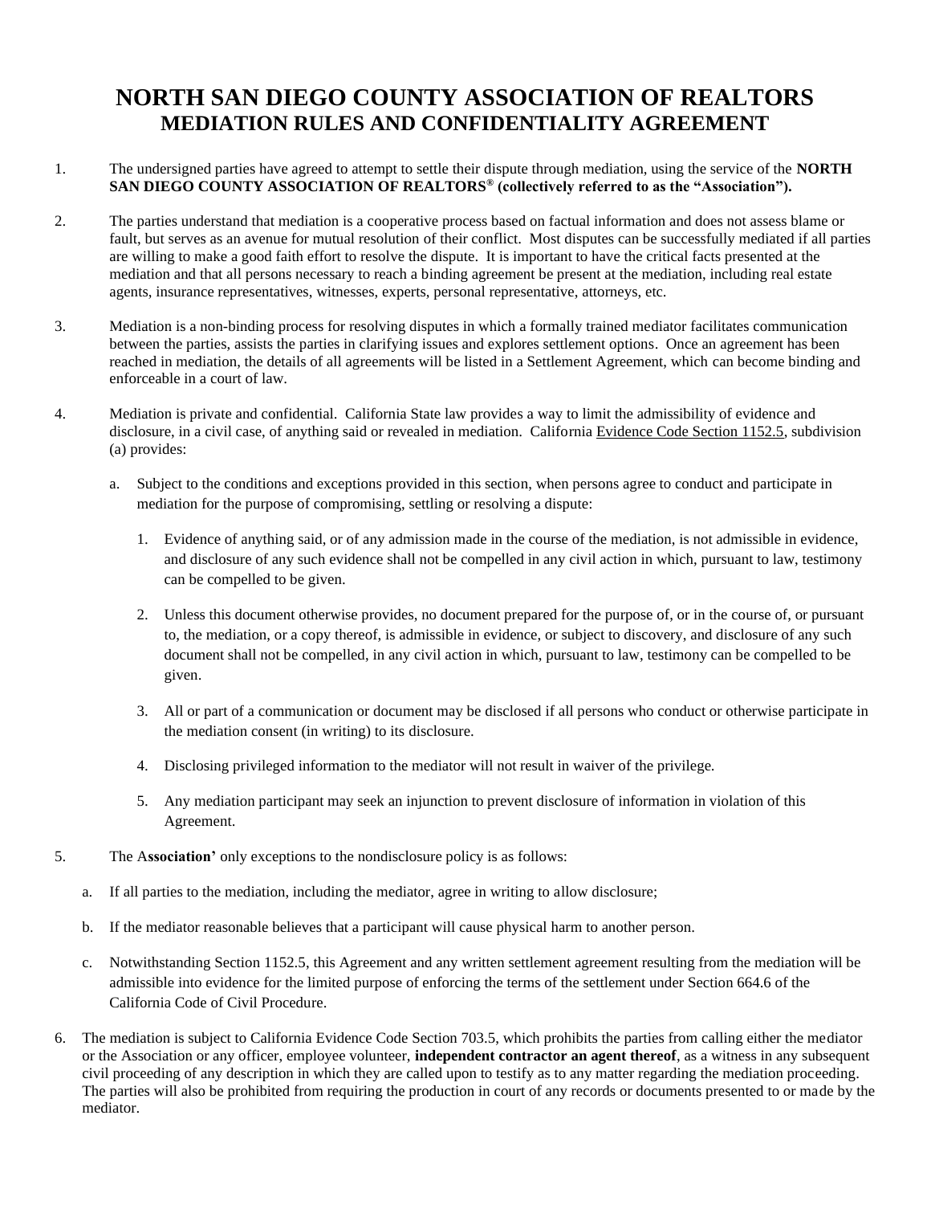# NORTH SAN DIEGO COUNTY ASSOCIATION OF REALTORS
## MEDIATION RULES AND CONFIDENTIALITY AGREEMENT

1. The undersigned parties have agreed to attempt to settle their dispute through mediation, using the service of the **NORTH SAN DIEGO COUNTY ASSOCIATION OF REALTORS® (collectively referred to as the "Association").**

2. The parties understand that mediation is a cooperative process based on factual information and does not assess blame or fault, but serves as an avenue for mutual resolution of their conflict. Most disputes can be successfully mediated if all parties are willing to make a good faith effort to resolve the dispute. It is important to have the critical facts presented at the mediation and that all persons necessary to reach a binding agreement be present at the mediation, including real estate agents, insurance representatives, witnesses, experts, personal representative, attorneys, etc.

3. Mediation is a non-binding process for resolving disputes in which a formally trained mediator facilitates communication between the parties, assists the parties in clarifying issues and explores settlement options. Once an agreement has been reached in mediation, the details of all agreements will be listed in a Settlement Agreement, which can become binding and enforceable in a court of law.

4. Mediation is private and confidential. California State law provides a way to limit the admissibility of evidence and disclosure, in a civil case, of anything said or revealed in mediation. California Evidence Code Section 1152.5, subdivision (a) provides:

   a. Subject to the conditions and exceptions provided in this section, when persons agree to conduct and participate in mediation for the purpose of compromising, settling or resolving a dispute:

      1. Evidence of anything said, or of any admission made in the course of the mediation, is not admissible in evidence, and disclosure of any such evidence shall not be compelled in any civil action in which, pursuant to law, testimony can be compelled to be given.

      2. Unless this document otherwise provides, no document prepared for the purpose of, or in the course of, or pursuant to, the mediation, or a copy thereof, is admissible in evidence, or subject to discovery, and disclosure of any such document shall not be compelled, in any civil action in which, pursuant to law, testimony can be compelled to be given.

      3. All or part of a communication or document may be disclosed if all persons who conduct or otherwise participate in the mediation consent (in writing) to its disclosure.

      4. Disclosing privileged information to the mediator will not result in waiver of the privilege.

      5. Any mediation participant may seek an injunction to prevent disclosure of information in violation of this Agreement.

5. The A**ssociation'** only exceptions to the nondisclosure policy is as follows:

   a. If all parties to the mediation, including the mediator, agree in writing to allow disclosure;

   b. If the mediator reasonable believes that a participant will cause physical harm to another person.

   c. Notwithstanding Section 1152.5, this Agreement and any written settlement agreement resulting from the mediation will be admissible into evidence for the limited purpose of enforcing the terms of the settlement under Section 664.6 of the California Code of Civil Procedure.

6. The mediation is subject to California Evidence Code Section 703.5, which prohibits the parties from calling either the mediator or the Association or any officer, employee volunteer, **independent contractor an agent thereof**, as a witness in any subsequent civil proceeding of any description in which they are called upon to testify as to any matter regarding the mediation proceeding. The parties will also be prohibited from requiring the production in court of any records or documents presented to or made by the mediator.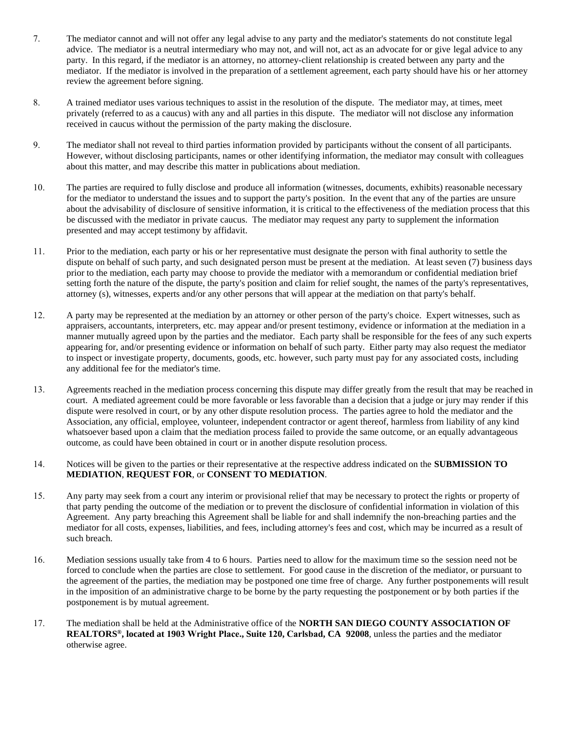7. The mediator cannot and will not offer any legal advise to any party and the mediator's statements do not constitute legal advice. The mediator is a neutral intermediary who may not, and will not, act as an advocate for or give legal advice to any party. In this regard, if the mediator is an attorney, no attorney-client relationship is created between any party and the mediator. If the mediator is involved in the preparation of a settlement agreement, each party should have his or her attorney review the agreement before signing.

8. A trained mediator uses various techniques to assist in the resolution of the dispute. The mediator may, at times, meet privately (referred to as a caucus) with any and all parties in this dispute. The mediator will not disclose any information received in caucus without the permission of the party making the disclosure.

9. The mediator shall not reveal to third parties information provided by participants without the consent of all participants. However, without disclosing participants, names or other identifying information, the mediator may consult with colleagues about this matter, and may describe this matter in publications about mediation.

10. The parties are required to fully disclose and produce all information (witnesses, documents, exhibits) reasonable necessary for the mediator to understand the issues and to support the party's position. In the event that any of the parties are unsure about the advisability of disclosure of sensitive information, it is critical to the effectiveness of the mediation process that this be discussed with the mediator in private caucus. The mediator may request any party to supplement the information presented and may accept testimony by affidavit.

11. Prior to the mediation, each party or his or her representative must designate the person with final authority to settle the dispute on behalf of such party, and such designated person must be present at the mediation. At least seven (7) business days prior to the mediation, each party may choose to provide the mediator with a memorandum or confidential mediation brief setting forth the nature of the dispute, the party's position and claim for relief sought, the names of the party's representatives, attorney (s), witnesses, experts and/or any other persons that will appear at the mediation on that party's behalf.

12. A party may be represented at the mediation by an attorney or other person of the party's choice. Expert witnesses, such as appraisers, accountants, interpreters, etc. may appear and/or present testimony, evidence or information at the mediation in a manner mutually agreed upon by the parties and the mediator. Each party shall be responsible for the fees of any such experts appearing for, and/or presenting evidence or information on behalf of such party. Either party may also request the mediator to inspect or investigate property, documents, goods, etc. however, such party must pay for any associated costs, including any additional fee for the mediator's time.

13. Agreements reached in the mediation process concerning this dispute may differ greatly from the result that may be reached in court. A mediated agreement could be more favorable or less favorable than a decision that a judge or jury may render if this dispute were resolved in court, or by any other dispute resolution process. The parties agree to hold the mediator and the Association, any official, employee, volunteer, independent contractor or agent thereof, harmless from liability of any kind whatsoever based upon a claim that the mediation process failed to provide the same outcome, or an equally advantageous outcome, as could have been obtained in court or in another dispute resolution process.

14. Notices will be given to the parties or their representative at the respective address indicated on the **SUBMISSION TO MEDIATION**, **REQUEST FOR**, or **CONSENT TO MEDIATION**.

15. Any party may seek from a court any interim or provisional relief that may be necessary to protect the rights or property of that party pending the outcome of the mediation or to prevent the disclosure of confidential information in violation of this Agreement. Any party breaching this Agreement shall be liable for and shall indemnify the non-breaching parties and the mediator for all costs, expenses, liabilities, and fees, including attorney's fees and cost, which may be incurred as a result of such breach.

16. Mediation sessions usually take from 4 to 6 hours. Parties need to allow for the maximum time so the session need not be forced to conclude when the parties are close to settlement. For good cause in the discretion of the mediator, or pursuant to the agreement of the parties, the mediation may be postponed one time free of charge. Any further postponements will result in the imposition of an administrative charge to be borne by the party requesting the postponement or by both parties if the postponement is by mutual agreement.

17. The mediation shall be held at the Administrative office of the **NORTH SAN DIEGO COUNTY ASSOCIATION OF REALTORS®, located at 1903 Wright Place., Suite 120, Carlsbad, CA 92008**, unless the parties and the mediator otherwise agree.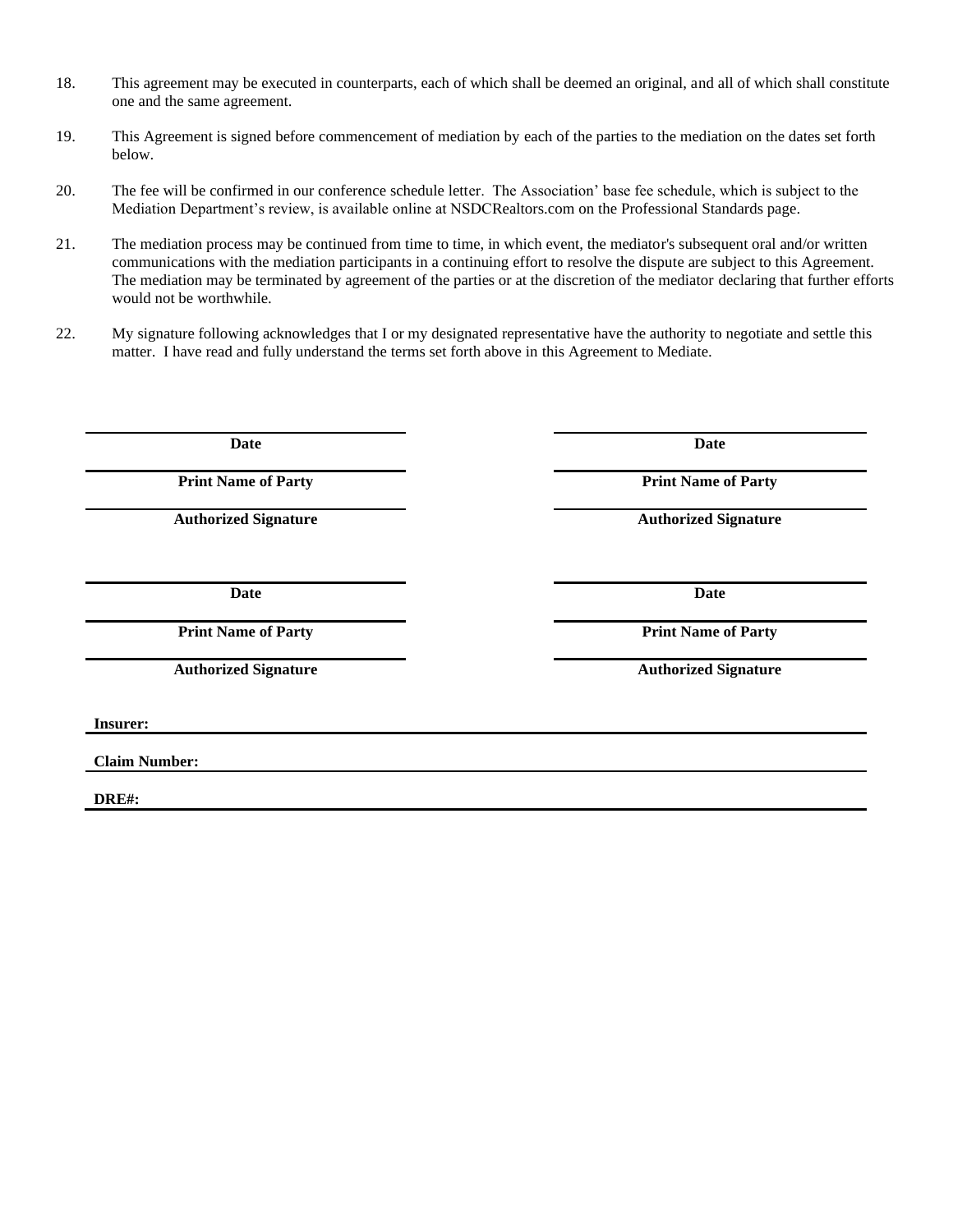18. This agreement may be executed in counterparts, each of which shall be deemed an original, and all of which shall constitute one and the same agreement.

19. This Agreement is signed before commencement of mediation by each of the parties to the mediation on the dates set forth below.

20. The fee will be confirmed in our conference schedule letter. The Association' base fee schedule, which is subject to the Mediation Department's review, is available online at NSDCRealtors.com on the Professional Standards page.

21. The mediation process may be continued from time to time, in which event, the mediator's subsequent oral and/or written communications with the mediation participants in a continuing effort to resolve the dispute are subject to this Agreement. The mediation may be terminated by agreement of the parties or at the discretion of the mediator declaring that further efforts would not be worthwhile.

22. My signature following acknowledges that I or my designated representative have the authority to negotiate and settle this matter. I have read and fully understand the terms set forth above in this Agreement to Mediate.

| | |
|---|---|
| ______________________ | ______________________ |
| **Date** | **Date** |
| ______________________ | ______________________ |
| **Print Name of Party** | **Print Name of Party** |
| ______________________ | ______________________ |
| **Authorized Signature** | **Authorized Signature** |
| ______________________ | ______________________ |
| **Date** | **Date** |
| ______________________ | ______________________ |
| **Print Name of Party** | **Print Name of Party** |
| ______________________ | ______________________ |
| **Authorized Signature** | **Authorized Signature** |

**Insurer:** ______________________

**Claim Number:** ______________________

**DRE#:** ______________________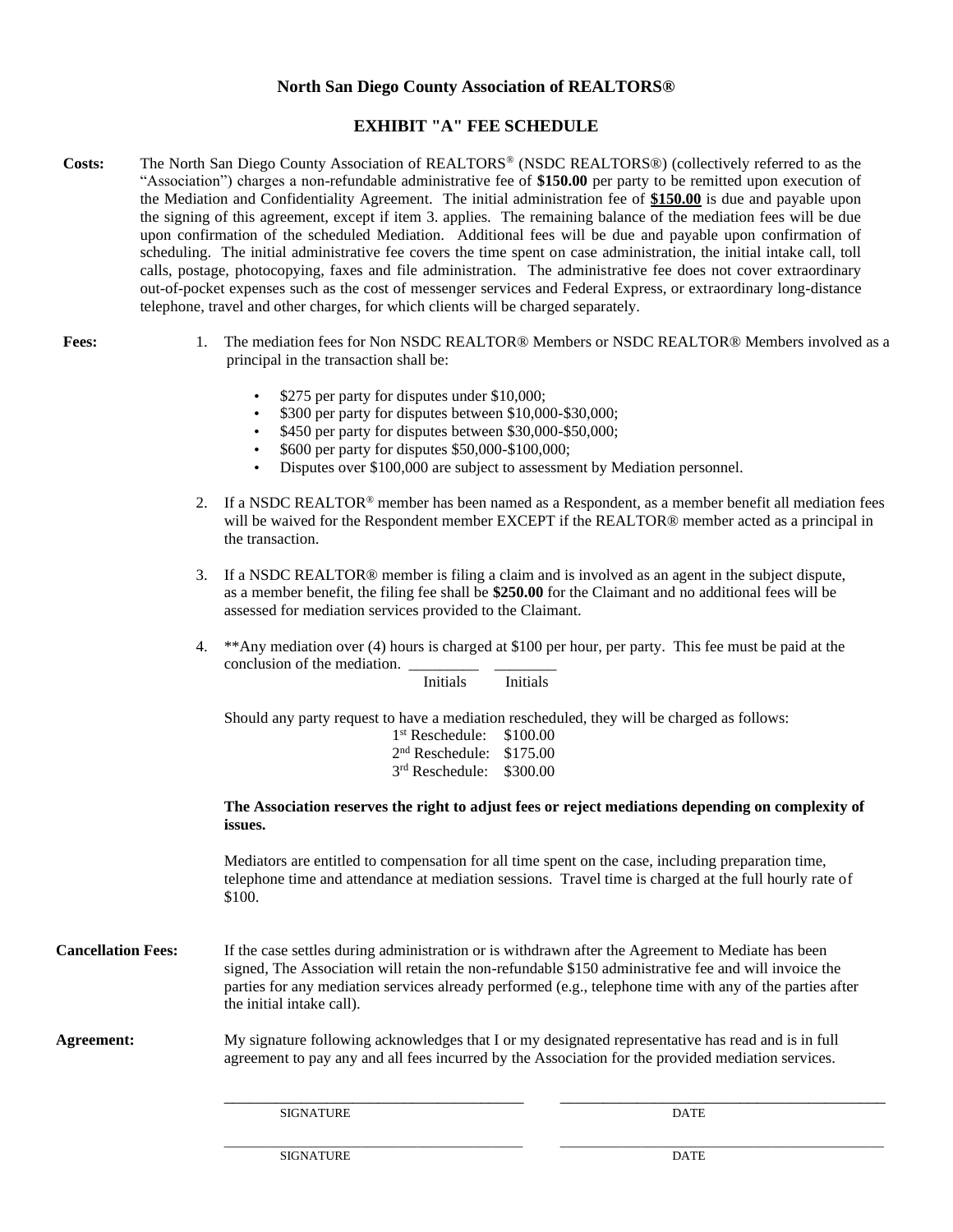# North San Diego County Association of REALTORS®

## EXHIBIT "A" FEE SCHEDULE

**Costs:** The North San Diego County Association of REALTORS® (NSDC REALTORS®) (collectively referred to as the "Association") charges a non-refundable administrative fee of **$150.00** per party to be remitted upon execution of the Mediation and Confidentiality Agreement. The initial administration fee of **<u>$150.00</u>** is due and payable upon the signing of this agreement, except if item 3. applies. The remaining balance of the mediation fees will be due upon confirmation of the scheduled Mediation. Additional fees will be due and payable upon confirmation of scheduling. The initial administrative fee covers the time spent on case administration, the initial intake call, toll calls, postage, photocopying, faxes and file administration. The administrative fee does not cover extraordinary out-of-pocket expenses such as the cost of messenger services and Federal Express, or extraordinary long-distance telephone, travel and other charges, for which clients will be charged separately.

**Fees:**

1. The mediation fees for Non NSDC REALTOR® Members or NSDC REALTOR® Members involved as a principal in the transaction shall be:
   - $275 per party for disputes under $10,000;
   - $300 per party for disputes between $10,000-$30,000;
   - $450 per party for disputes between $30,000-$50,000;
   - $600 per party for disputes $50,000-$100,000;
   - Disputes over $100,000 are subject to assessment by Mediation personnel.

2. If a NSDC REALTOR® member has been named as a Respondent, as a member benefit all mediation fees will be waived for the Respondent member EXCEPT if the REALTOR® member acted as a principal in the transaction.

3. If a NSDC REALTOR® member is filing a claim and is involved as an agent in the subject dispute, as a member benefit, the filing fee shall be **$250.00** for the Claimant and no additional fees will be assessed for mediation services provided to the Claimant.

4. **Any mediation over (4) hours is charged at $100 per hour, per party. This fee must be paid at the conclusion of the mediation. _________ ________

   Initials Initials

Should any party request to have a mediation rescheduled, they will be charged as follows:

| | |
|---|---|
| 1st Reschedule: | $100.00 |
| 2nd Reschedule: | $175.00 |
| 3rd Reschedule: | $300.00 |

**The Association reserves the right to adjust fees or reject mediations depending on complexity of issues.**

Mediators are entitled to compensation for all time spent on the case, including preparation time, telephone time and attendance at mediation sessions. Travel time is charged at the full hourly rate of $100.

**Cancellation Fees:** If the case settles during administration or is withdrawn after the Agreement to Mediate has been signed, The Association will retain the non-refundable $150 administrative fee and will invoice the parties for any mediation services already performed (e.g., telephone time with any of the parties after the initial intake call).

**Agreement:** My signature following acknowledges that I or my designated representative has read and is in full agreement to pay any and all fees incurred by the Association for the provided mediation services.

_______________________________________ _______________________________________

SIGNATURE DATE

_______________________________________ _______________________________________

SIGNATURE DATE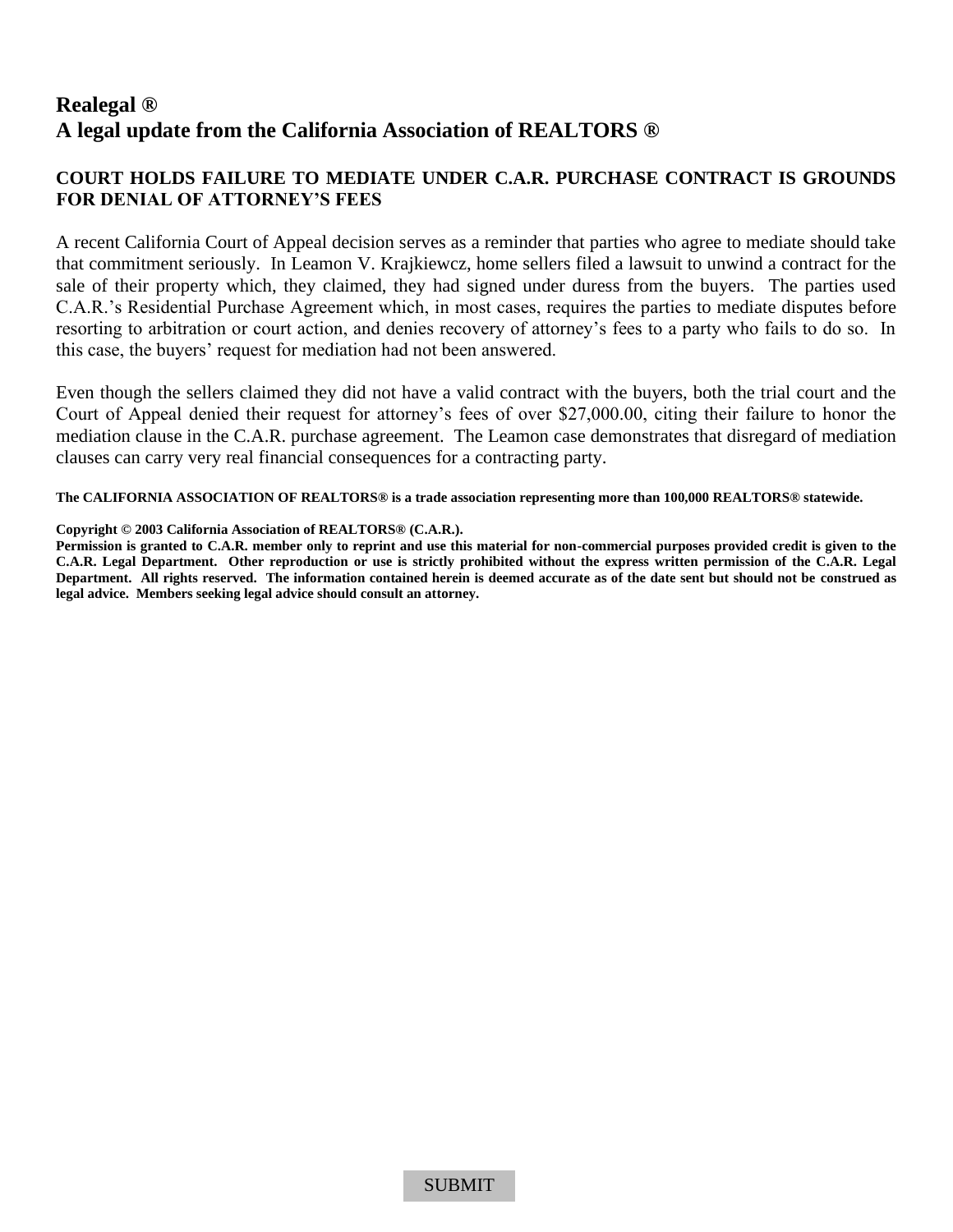# Realegal ®
# A legal update from the California Association of REALTORS ®

## COURT HOLDS FAILURE TO MEDIATE UNDER C.A.R. PURCHASE CONTRACT IS GROUNDS FOR DENIAL OF ATTORNEY'S FEES

A recent California Court of Appeal decision serves as a reminder that parties who agree to mediate should take that commitment seriously. In Leamon V. Krajkiewcz, home sellers filed a lawsuit to unwind a contract for the sale of their property which, they claimed, they had signed under duress from the buyers. The parties used C.A.R.'s Residential Purchase Agreement which, in most cases, requires the parties to mediate disputes before resorting to arbitration or court action, and denies recovery of attorney's fees to a party who fails to do so. In this case, the buyers' request for mediation had not been answered.

Even though the sellers claimed they did not have a valid contract with the buyers, both the trial court and the Court of Appeal denied their request for attorney's fees of over $27,000.00, citing their failure to honor the mediation clause in the C.A.R. purchase agreement. The Leamon case demonstrates that disregard of mediation clauses can carry very real financial consequences for a contracting party.

**The CALIFORNIA ASSOCIATION OF REALTORS® is a trade association representing more than 100,000 REALTORS® statewide.**

**Copyright © 2003 California Association of REALTORS® (C.A.R.).**
**Permission is granted to C.A.R. member only to reprint and use this material for non-commercial purposes provided credit is given to the C.A.R. Legal Department. Other reproduction or use is strictly prohibited without the express written permission of the C.A.R. Legal Department. All rights reserved. The information contained herein is deemed accurate as of the date sent but should not be construed as legal advice. Members seeking legal advice should consult an attorney.**

SUBMIT